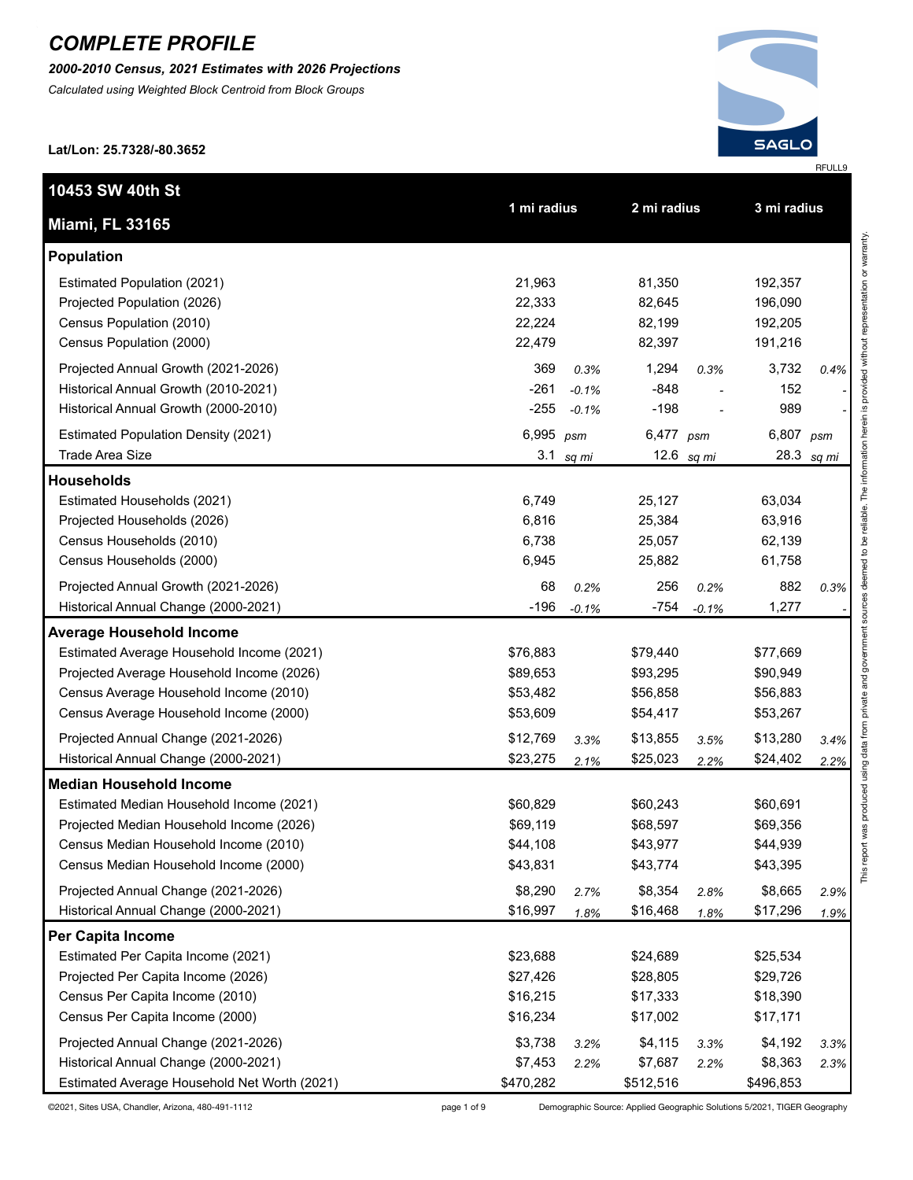# COMPLETE PROFILE

***2000-2010 Census, 2021 Estimates with 2026 Projections***

*Calculated using Weighted Block Centroid from Block Groups*

**Lat/Lon: 25.7328/-80.3652**

RFULL9

| **10453 SW 40th St** **Miami, FL 33165** | **1 mi radius** | | **2 mi radius** | | **3 mi radius** | |
|---|---|---|---|---|---|---|
| **Population** | | | | | | |
| Estimated Population (2021) | 21,963 | | 81,350 | | 192,357 | |
| Projected Population (2026) | 22,333 | | 82,645 | | 196,090 | |
| Census Population (2010) | 22,224 | | 82,199 | | 192,205 | |
| Census Population (2000) | 22,479 | | 82,397 | | 191,216 | |
| Projected Annual Growth (2021-2026) | 369 | *0.3%* | 1,294 | *0.3%* | 3,732 | *0.4%* |
| Historical Annual Growth (2010-2021) | -261 | *-0.1%* | -848 | - | 152 | - |
| Historical Annual Growth (2000-2010) | -255 | *-0.1%* | -198 | - | 989 | - |
| Estimated Population Density (2021) | 6,995 | *psm* | 6,477 | *psm* | 6,807 | *psm* |
| Trade Area Size | 3.1 | *sq mi* | 12.6 | *sq mi* | 28.3 | *sq mi* |
| **Households** | | | | | | |
| Estimated Households (2021) | 6,749 | | 25,127 | | 63,034 | |
| Projected Households (2026) | 6,816 | | 25,384 | | 63,916 | |
| Census Households (2010) | 6,738 | | 25,057 | | 62,139 | |
| Census Households (2000) | 6,945 | | 25,882 | | 61,758 | |
| Projected Annual Growth (2021-2026) | 68 | *0.2%* | 256 | *0.2%* | 882 | *0.3%* |
| Historical Annual Change (2000-2021) | -196 | *-0.1%* | -754 | *-0.1%* | 1,277 | - |
| **Average Household Income** | | | | | | |
| Estimated Average Household Income (2021) | $76,883 | | $79,440 | | $77,669 | |
| Projected Average Household Income (2026) | $89,653 | | $93,295 | | $90,949 | |
| Census Average Household Income (2010) | $53,482 | | $56,858 | | $56,883 | |
| Census Average Household Income (2000) | $53,609 | | $54,417 | | $53,267 | |
| Projected Annual Change (2021-2026) | $12,769 | *3.3%* | $13,855 | *3.5%* | $13,280 | *3.4%* |
| Historical Annual Change (2000-2021) | $23,275 | *2.1%* | $25,023 | *2.2%* | $24,402 | *2.2%* |
| **Median Household Income** | | | | | | |
| Estimated Median Household Income (2021) | $60,829 | | $60,243 | | $60,691 | |
| Projected Median Household Income (2026) | $69,119 | | $68,597 | | $69,356 | |
| Census Median Household Income (2010) | $44,108 | | $43,977 | | $44,939 | |
| Census Median Household Income (2000) | $43,831 | | $43,774 | | $43,395 | |
| Projected Annual Change (2021-2026) | $8,290 | *2.7%* | $8,354 | *2.8%* | $8,665 | *2.9%* |
| Historical Annual Change (2000-2021) | $16,997 | *1.8%* | $16,468 | *1.8%* | $17,296 | *1.9%* |
| **Per Capita Income** | | | | | | |
| Estimated Per Capita Income (2021) | $23,688 | | $24,689 | | $25,534 | |
| Projected Per Capita Income (2026) | $27,426 | | $28,805 | | $29,726 | |
| Census Per Capita Income (2010) | $16,215 | | $17,333 | | $18,390 | |
| Census Per Capita Income (2000) | $16,234 | | $17,002 | | $17,171 | |
| Projected Annual Change (2021-2026) | $3,738 | *3.2%* | $4,115 | *3.3%* | $4,192 | *3.3%* |
| Historical Annual Change (2000-2021) | $7,453 | *2.2%* | $7,687 | *2.2%* | $8,363 | *2.3%* |
| Estimated Average Household Net Worth (2021) | $470,282 | | $512,516 | | $496,853 | |

This report was produced using data from private and government sources deemed to be reliable. The information herein is provided without representation or warranty.

©2021, Sites USA, Chandler, Arizona, 480-491-1112

Demographic Source: Applied Geographic Solutions 5/2021, TIGER Geography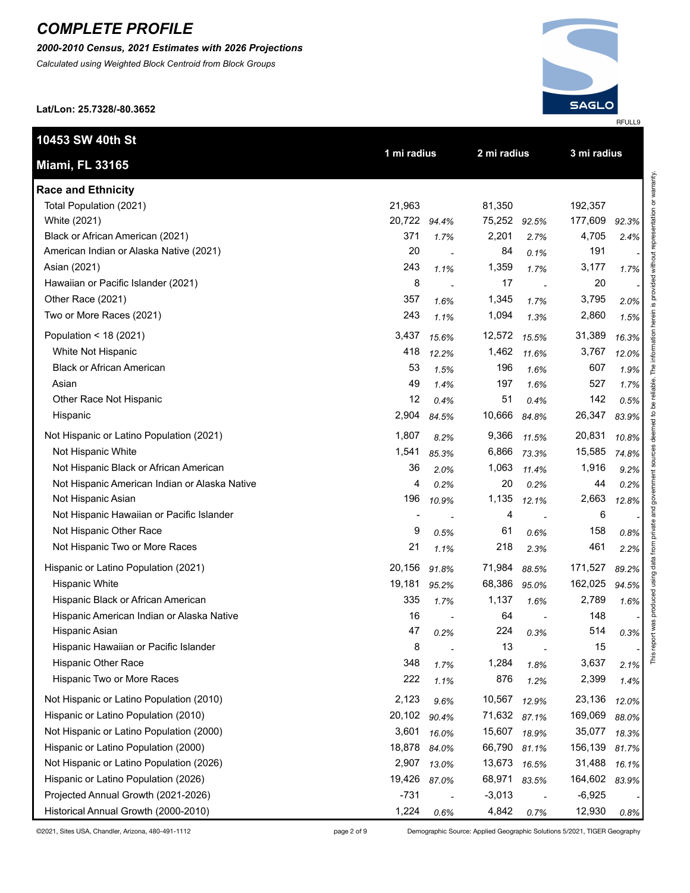# COMPLETE PROFILE

***2000-2010 Census, 2021 Estimates with 2026 Projections***

*Calculated using Weighted Block Centroid from Block Groups*

**Lat/Lon: 25.7328/-80.3652**

RFULL9

| **10453 SW 40th St**<br>**Miami, FL 33165** | 1 mi radius | | 2 mi radius | | 3 mi radius | |
|---|---|---|---|---|---|---|
| **Race and Ethnicity** | | | | | | |
| Total Population (2021) | 21,963 | | 81,350 | | 192,357 | |
| White (2021) | 20,722 | *94.4%* | 75,252 | *92.5%* | 177,609 | *92.3%* |
| Black or African American (2021) | 371 | *1.7%* | 2,201 | *2.7%* | 4,705 | *2.4%* |
| American Indian or Alaska Native (2021) | 20 | - | 84 | *0.1%* | 191 | - |
| Asian (2021) | 243 | *1.1%* | 1,359 | *1.7%* | 3,177 | *1.7%* |
| Hawaiian or Pacific Islander (2021) | 8 | - | 17 | - | 20 | - |
| Other Race (2021) | 357 | *1.6%* | 1,345 | *1.7%* | 3,795 | *2.0%* |
| Two or More Races (2021) | 243 | *1.1%* | 1,094 | *1.3%* | 2,860 | *1.5%* |
| Population < 18 (2021) | 3,437 | *15.6%* | 12,572 | *15.5%* | 31,389 | *16.3%* |
| White Not Hispanic | 418 | *12.2%* | 1,462 | *11.6%* | 3,767 | *12.0%* |
| Black or African American | 53 | *1.5%* | 196 | *1.6%* | 607 | *1.9%* |
| Asian | 49 | *1.4%* | 197 | *1.6%* | 527 | *1.7%* |
| Other Race Not Hispanic | 12 | *0.4%* | 51 | *0.4%* | 142 | *0.5%* |
| Hispanic | 2,904 | *84.5%* | 10,666 | *84.8%* | 26,347 | *83.9%* |
| Not Hispanic or Latino Population (2021) | 1,807 | *8.2%* | 9,366 | *11.5%* | 20,831 | *10.8%* |
| Not Hispanic White | 1,541 | *85.3%* | 6,866 | *73.3%* | 15,585 | *74.8%* |
| Not Hispanic Black or African American | 36 | *2.0%* | 1,063 | *11.4%* | 1,916 | *9.2%* |
| Not Hispanic American Indian or Alaska Native | 4 | *0.2%* | 20 | *0.2%* | 44 | *0.2%* |
| Not Hispanic Asian | 196 | *10.9%* | 1,135 | *12.1%* | 2,663 | *12.8%* |
| Not Hispanic Hawaiian or Pacific Islander | - | - | 4 | - | 6 | - |
| Not Hispanic Other Race | 9 | *0.5%* | 61 | *0.6%* | 158 | *0.8%* |
| Not Hispanic Two or More Races | 21 | *1.1%* | 218 | *2.3%* | 461 | *2.2%* |
| Hispanic or Latino Population (2021) | 20,156 | *91.8%* | 71,984 | *88.5%* | 171,527 | *89.2%* |
| Hispanic White | 19,181 | *95.2%* | 68,386 | *95.0%* | 162,025 | *94.5%* |
| Hispanic Black or African American | 335 | *1.7%* | 1,137 | *1.6%* | 2,789 | *1.6%* |
| Hispanic American Indian or Alaska Native | 16 | - | 64 | - | 148 | - |
| Hispanic Asian | 47 | *0.2%* | 224 | *0.3%* | 514 | *0.3%* |
| Hispanic Hawaiian or Pacific Islander | 8 | - | 13 | - | 15 | - |
| Hispanic Other Race | 348 | *1.7%* | 1,284 | *1.8%* | 3,637 | *2.1%* |
| Hispanic Two or More Races | 222 | *1.1%* | 876 | *1.2%* | 2,399 | *1.4%* |
| Not Hispanic or Latino Population (2010) | 2,123 | *9.6%* | 10,567 | *12.9%* | 23,136 | *12.0%* |
| Hispanic or Latino Population (2010) | 20,102 | *90.4%* | 71,632 | *87.1%* | 169,069 | *88.0%* |
| Not Hispanic or Latino Population (2000) | 3,601 | *16.0%* | 15,607 | *18.9%* | 35,077 | *18.3%* |
| Hispanic or Latino Population (2000) | 18,878 | *84.0%* | 66,790 | *81.1%* | 156,139 | *81.7%* |
| Not Hispanic or Latino Population (2026) | 2,907 | *13.0%* | 13,673 | *16.5%* | 31,488 | *16.1%* |
| Hispanic or Latino Population (2026) | 19,426 | *87.0%* | 68,971 | *83.5%* | 164,602 | *83.9%* |
| Projected Annual Growth (2021-2026) | -731 | - | -3,013 | - | -6,925 | - |
| Historical Annual Growth (2000-2010) | 1,224 | *0.6%* | 4,842 | *0.7%* | 12,930 | *0.8%* |

This report was produced using data from private and government sources deemed to be reliable. The information herein is provided without representation or warranty.

©2021, Sites USA, Chandler, Arizona, 480-491-1112

Demographic Source: Applied Geographic Solutions 5/2021, TIGER Geography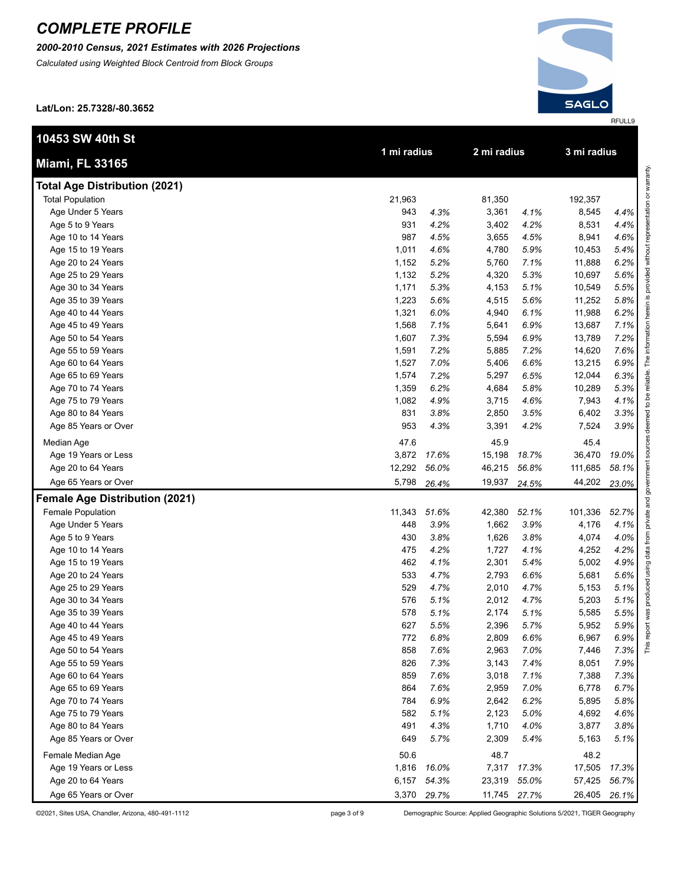# COMPLETE PROFILE

***2000-2010 Census, 2021 Estimates with 2026 Projections***

*Calculated using Weighted Block Centroid from Block Groups*

**Lat/Lon: 25.7328/-80.3652**

RFULL9

| **10453 SW 40th St**<br>**Miami, FL 33165** | 1 mi radius | | 2 mi radius | | 3 mi radius | |
|---|---|---|---|---|---|---|
| **Total Age Distribution (2021)** | | | | | | |
| Total Population | 21,963 | | 81,350 | | 192,357 | |
| Age Under 5 Years | 943 | *4.3%* | 3,361 | *4.1%* | 8,545 | *4.4%* |
| Age 5 to 9 Years | 931 | *4.2%* | 3,402 | *4.2%* | 8,531 | *4.4%* |
| Age 10 to 14 Years | 987 | *4.5%* | 3,655 | *4.5%* | 8,941 | *4.6%* |
| Age 15 to 19 Years | 1,011 | *4.6%* | 4,780 | *5.9%* | 10,453 | *5.4%* |
| Age 20 to 24 Years | 1,152 | *5.2%* | 5,760 | *7.1%* | 11,888 | *6.2%* |
| Age 25 to 29 Years | 1,132 | *5.2%* | 4,320 | *5.3%* | 10,697 | *5.6%* |
| Age 30 to 34 Years | 1,171 | *5.3%* | 4,153 | *5.1%* | 10,549 | *5.5%* |
| Age 35 to 39 Years | 1,223 | *5.6%* | 4,515 | *5.6%* | 11,252 | *5.8%* |
| Age 40 to 44 Years | 1,321 | *6.0%* | 4,940 | *6.1%* | 11,988 | *6.2%* |
| Age 45 to 49 Years | 1,568 | *7.1%* | 5,641 | *6.9%* | 13,687 | *7.1%* |
| Age 50 to 54 Years | 1,607 | *7.3%* | 5,594 | *6.9%* | 13,789 | *7.2%* |
| Age 55 to 59 Years | 1,591 | *7.2%* | 5,885 | *7.2%* | 14,620 | *7.6%* |
| Age 60 to 64 Years | 1,527 | *7.0%* | 5,406 | *6.6%* | 13,215 | *6.9%* |
| Age 65 to 69 Years | 1,574 | *7.2%* | 5,297 | *6.5%* | 12,044 | *6.3%* |
| Age 70 to 74 Years | 1,359 | *6.2%* | 4,684 | *5.8%* | 10,289 | *5.3%* |
| Age 75 to 79 Years | 1,082 | *4.9%* | 3,715 | *4.6%* | 7,943 | *4.1%* |
| Age 80 to 84 Years | 831 | *3.8%* | 2,850 | *3.5%* | 6,402 | *3.3%* |
| Age 85 Years or Over | 953 | *4.3%* | 3,391 | *4.2%* | 7,524 | *3.9%* |
| Median Age | 47.6 | | 45.9 | | 45.4 | |
| Age 19 Years or Less | 3,872 | *17.6%* | 15,198 | *18.7%* | 36,470 | *19.0%* |
| Age 20 to 64 Years | 12,292 | *56.0%* | 46,215 | *56.8%* | 111,685 | *58.1%* |
| Age 65 Years or Over | 5,798 | *26.4%* | 19,937 | *24.5%* | 44,202 | *23.0%* |
| **Female Age Distribution (2021)** | | | | | | |
| Female Population | 11,343 | *51.6%* | 42,380 | *52.1%* | 101,336 | *52.7%* |
| Age Under 5 Years | 448 | *3.9%* | 1,662 | *3.9%* | 4,176 | *4.1%* |
| Age 5 to 9 Years | 430 | *3.8%* | 1,626 | *3.8%* | 4,074 | *4.0%* |
| Age 10 to 14 Years | 475 | *4.2%* | 1,727 | *4.1%* | 4,252 | *4.2%* |
| Age 15 to 19 Years | 462 | *4.1%* | 2,301 | *5.4%* | 5,002 | *4.9%* |
| Age 20 to 24 Years | 533 | *4.7%* | 2,793 | *6.6%* | 5,681 | *5.6%* |
| Age 25 to 29 Years | 529 | *4.7%* | 2,010 | *4.7%* | 5,153 | *5.1%* |
| Age 30 to 34 Years | 576 | *5.1%* | 2,012 | *4.7%* | 5,203 | *5.1%* |
| Age 35 to 39 Years | 578 | *5.1%* | 2,174 | *5.1%* | 5,585 | *5.5%* |
| Age 40 to 44 Years | 627 | *5.5%* | 2,396 | *5.7%* | 5,952 | *5.9%* |
| Age 45 to 49 Years | 772 | *6.8%* | 2,809 | *6.6%* | 6,967 | *6.9%* |
| Age 50 to 54 Years | 858 | *7.6%* | 2,963 | *7.0%* | 7,446 | *7.3%* |
| Age 55 to 59 Years | 826 | *7.3%* | 3,143 | *7.4%* | 8,051 | *7.9%* |
| Age 60 to 64 Years | 859 | *7.6%* | 3,018 | *7.1%* | 7,388 | *7.3%* |
| Age 65 to 69 Years | 864 | *7.6%* | 2,959 | *7.0%* | 6,778 | *6.7%* |
| Age 70 to 74 Years | 784 | *6.9%* | 2,642 | *6.2%* | 5,895 | *5.8%* |
| Age 75 to 79 Years | 582 | *5.1%* | 2,123 | *5.0%* | 4,692 | *4.6%* |
| Age 80 to 84 Years | 491 | *4.3%* | 1,710 | *4.0%* | 3,877 | *3.8%* |
| Age 85 Years or Over | 649 | *5.7%* | 2,309 | *5.4%* | 5,163 | *5.1%* |
| Female Median Age | 50.6 | | 48.7 | | 48.2 | |
| Age 19 Years or Less | 1,816 | *16.0%* | 7,317 | *17.3%* | 17,505 | *17.3%* |
| Age 20 to 64 Years | 6,157 | *54.3%* | 23,319 | *55.0%* | 57,425 | *56.7%* |
| Age 65 Years or Over | 3,370 | *29.7%* | 11,745 | *27.7%* | 26,405 | *26.1%* |

This report was produced using data from private and government sources deemed to be reliable. The information herein is provided without representation or warranty.

©2021, Sites USA, Chandler, Arizona, 480-491-1112

Demographic Source: Applied Geographic Solutions 5/2021, TIGER Geography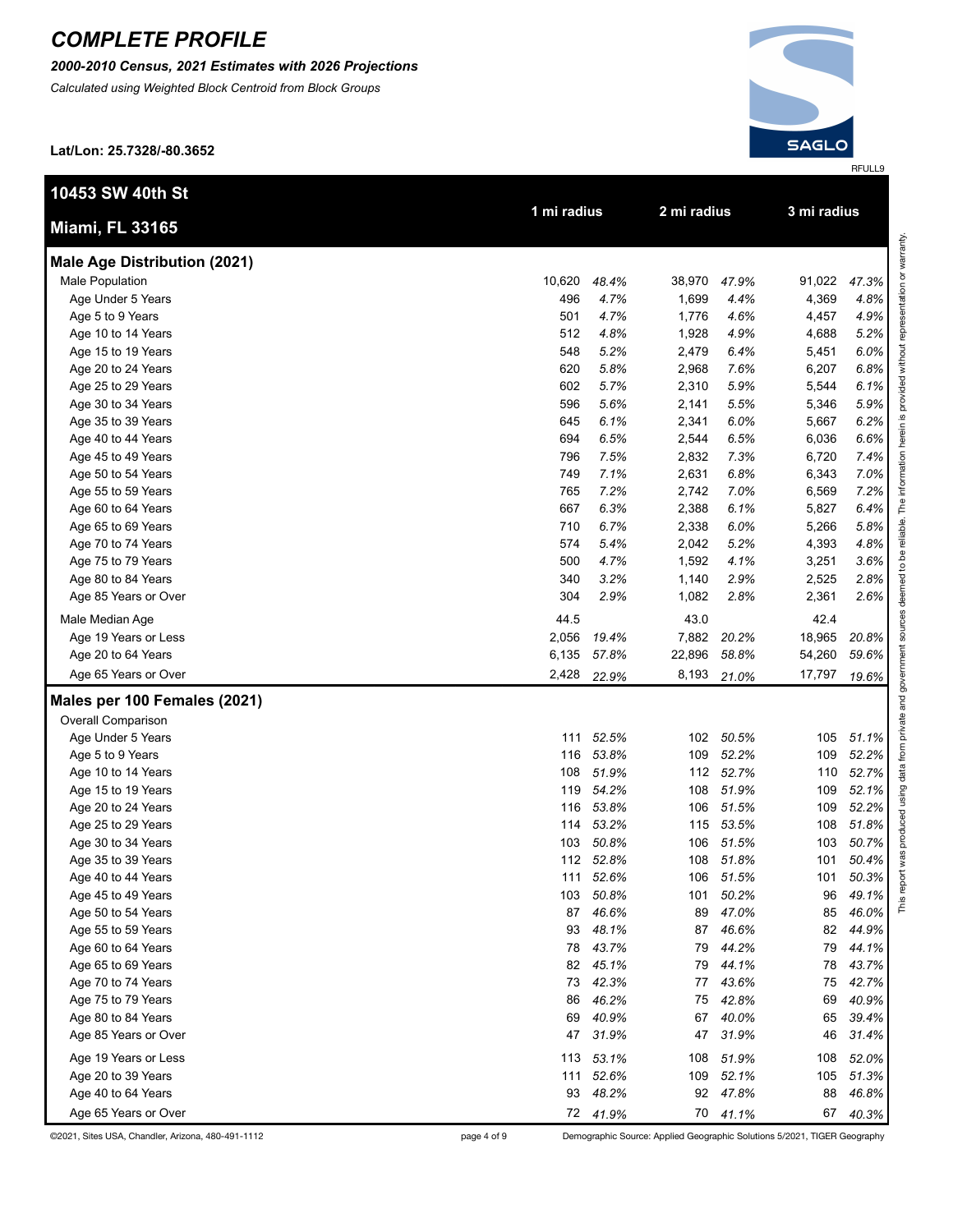# COMPLETE PROFILE

***2000-2010 Census, 2021 Estimates with 2026 Projections***

*Calculated using Weighted Block Centroid from Block Groups*

**Lat/Lon: 25.7328/-80.3652**

RFULL9

## 10453 SW 40th St
## Miami, FL 33165

| | 1 mi radius | | 2 mi radius | | 3 mi radius | |
|---|---|---|---|---|---|---|
| **Male Age Distribution (2021)** | | | | | | |
| Male Population | 10,620 | *48.4%* | 38,970 | *47.9%* | 91,022 | *47.3%* |
| Age Under 5 Years | 496 | *4.7%* | 1,699 | *4.4%* | 4,369 | *4.8%* |
| Age 5 to 9 Years | 501 | *4.7%* | 1,776 | *4.6%* | 4,457 | *4.9%* |
| Age 10 to 14 Years | 512 | *4.8%* | 1,928 | *4.9%* | 4,688 | *5.2%* |
| Age 15 to 19 Years | 548 | *5.2%* | 2,479 | *6.4%* | 5,451 | *6.0%* |
| Age 20 to 24 Years | 620 | *5.8%* | 2,968 | *7.6%* | 6,207 | *6.8%* |
| Age 25 to 29 Years | 602 | *5.7%* | 2,310 | *5.9%* | 5,544 | *6.1%* |
| Age 30 to 34 Years | 596 | *5.6%* | 2,141 | *5.5%* | 5,346 | *5.9%* |
| Age 35 to 39 Years | 645 | *6.1%* | 2,341 | *6.0%* | 5,667 | *6.2%* |
| Age 40 to 44 Years | 694 | *6.5%* | 2,544 | *6.5%* | 6,036 | *6.6%* |
| Age 45 to 49 Years | 796 | *7.5%* | 2,832 | *7.3%* | 6,720 | *7.4%* |
| Age 50 to 54 Years | 749 | *7.1%* | 2,631 | *6.8%* | 6,343 | *7.0%* |
| Age 55 to 59 Years | 765 | *7.2%* | 2,742 | *7.0%* | 6,569 | *7.2%* |
| Age 60 to 64 Years | 667 | *6.3%* | 2,388 | *6.1%* | 5,827 | *6.4%* |
| Age 65 to 69 Years | 710 | *6.7%* | 2,338 | *6.0%* | 5,266 | *5.8%* |
| Age 70 to 74 Years | 574 | *5.4%* | 2,042 | *5.2%* | 4,393 | *4.8%* |
| Age 75 to 79 Years | 500 | *4.7%* | 1,592 | *4.1%* | 3,251 | *3.6%* |
| Age 80 to 84 Years | 340 | *3.2%* | 1,140 | *2.9%* | 2,525 | *2.8%* |
| Age 85 Years or Over | 304 | *2.9%* | 1,082 | *2.8%* | 2,361 | *2.6%* |
| Male Median Age | 44.5 | | 43.0 | | 42.4 | |
| Age 19 Years or Less | 2,056 | *19.4%* | 7,882 | *20.2%* | 18,965 | *20.8%* |
| Age 20 to 64 Years | 6,135 | *57.8%* | 22,896 | *58.8%* | 54,260 | *59.6%* |
| Age 65 Years or Over | 2,428 | *22.9%* | 8,193 | *21.0%* | 17,797 | *19.6%* |
| **Males per 100 Females (2021)** | | | | | | |
| Overall Comparison | | | | | | |
| Age Under 5 Years | 111 | *52.5%* | 102 | *50.5%* | 105 | *51.1%* |
| Age 5 to 9 Years | 116 | *53.8%* | 109 | *52.2%* | 109 | *52.2%* |
| Age 10 to 14 Years | 108 | *51.9%* | 112 | *52.7%* | 110 | *52.7%* |
| Age 15 to 19 Years | 119 | *54.2%* | 108 | *51.9%* | 109 | *52.1%* |
| Age 20 to 24 Years | 116 | *53.8%* | 106 | *51.5%* | 109 | *52.2%* |
| Age 25 to 29 Years | 114 | *53.2%* | 115 | *53.5%* | 108 | *51.8%* |
| Age 30 to 34 Years | 103 | *50.8%* | 106 | *51.5%* | 103 | *50.7%* |
| Age 35 to 39 Years | 112 | *52.8%* | 108 | *51.8%* | 101 | *50.4%* |
| Age 40 to 44 Years | 111 | *52.6%* | 106 | *51.5%* | 101 | *50.3%* |
| Age 45 to 49 Years | 103 | *50.8%* | 101 | *50.2%* | 96 | *49.1%* |
| Age 50 to 54 Years | 87 | *46.6%* | 89 | *47.0%* | 85 | *46.0%* |
| Age 55 to 59 Years | 93 | *48.1%* | 87 | *46.6%* | 82 | *44.9%* |
| Age 60 to 64 Years | 78 | *43.7%* | 79 | *44.2%* | 79 | *44.1%* |
| Age 65 to 69 Years | 82 | *45.1%* | 79 | *44.1%* | 78 | *43.7%* |
| Age 70 to 74 Years | 73 | *42.3%* | 77 | *43.6%* | 75 | *42.7%* |
| Age 75 to 79 Years | 86 | *46.2%* | 75 | *42.8%* | 69 | *40.9%* |
| Age 80 to 84 Years | 69 | *40.9%* | 67 | *40.0%* | 65 | *39.4%* |
| Age 85 Years or Over | 47 | *31.9%* | 47 | *31.9%* | 46 | *31.4%* |
| Age 19 Years or Less | 113 | *53.1%* | 108 | *51.9%* | 108 | *52.0%* |
| Age 20 to 39 Years | 111 | *52.6%* | 109 | *52.1%* | 105 | *51.3%* |
| Age 40 to 64 Years | 93 | *48.2%* | 92 | *47.8%* | 88 | *46.8%* |
| Age 65 Years or Over | 72 | *41.9%* | 70 | *41.1%* | 67 | *40.3%* |

This report was produced using data from private and government sources deemed to be reliable. The information herein is provided without representation or warranty.

©2021, Sites USA, Chandler, Arizona, 480-491-1112

Demographic Source: Applied Geographic Solutions 5/2021, TIGER Geography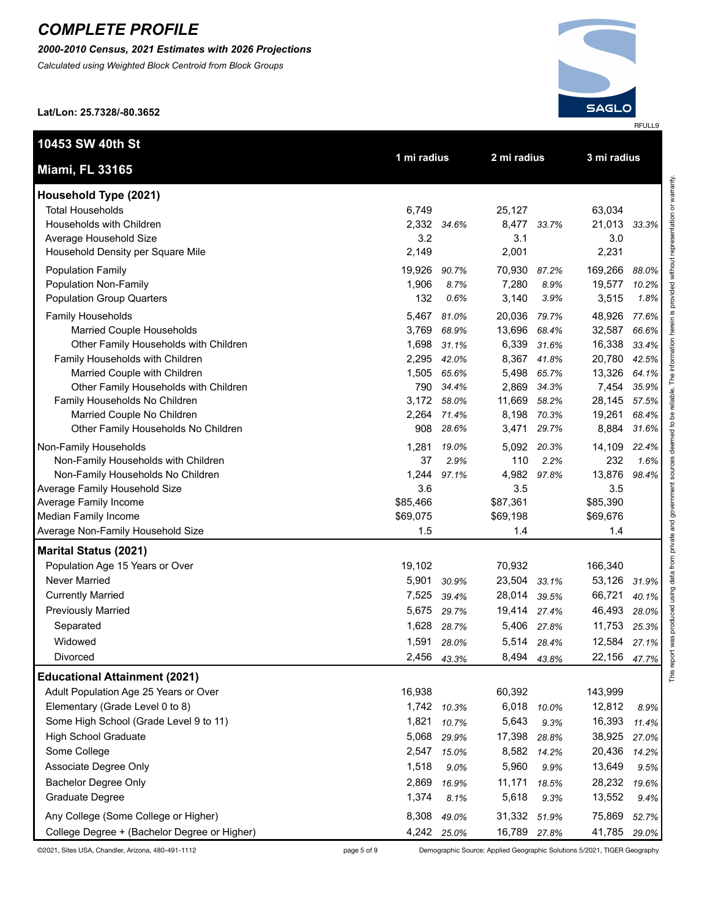# COMPLETE PROFILE

***2000-2010 Census, 2021 Estimates with 2026 Projections***

*Calculated using Weighted Block Centroid from Block Groups*

**Lat/Lon: 25.7328/-80.3652**

RFULL9

| **10453 SW 40th St** **Miami, FL 33165** | 1 mi radius | | 2 mi radius | | 3 mi radius | |
|---|---|---|---|---|---|---|
| **Household Type (2021)** | | | | | | |
| Total Households | 6,749 | | 25,127 | | 63,034 | |
| Households with Children | 2,332 | *34.6%* | 8,477 | *33.7%* | 21,013 | *33.3%* |
| Average Household Size | 3.2 | | 3.1 | | 3.0 | |
| Household Density per Square Mile | 2,149 | | 2,001 | | 2,231 | |
| Population Family | 19,926 | *90.7%* | 70,930 | *87.2%* | 169,266 | *88.0%* |
| Population Non-Family | 1,906 | *8.7%* | 7,280 | *8.9%* | 19,577 | *10.2%* |
| Population Group Quarters | 132 | *0.6%* | 3,140 | *3.9%* | 3,515 | *1.8%* |
| Family Households | 5,467 | *81.0%* | 20,036 | *79.7%* | 48,926 | *77.6%* |
| Married Couple Households | 3,769 | *68.9%* | 13,696 | *68.4%* | 32,587 | *66.6%* |
| Other Family Households with Children | 1,698 | *31.1%* | 6,339 | *31.6%* | 16,338 | *33.4%* |
| Family Households with Children | 2,295 | *42.0%* | 8,367 | *41.8%* | 20,780 | *42.5%* |
| Married Couple with Children | 1,505 | *65.6%* | 5,498 | *65.7%* | 13,326 | *64.1%* |
| Other Family Households with Children | 790 | *34.4%* | 2,869 | *34.3%* | 7,454 | *35.9%* |
| Family Households No Children | 3,172 | *58.0%* | 11,669 | *58.2%* | 28,145 | *57.5%* |
| Married Couple No Children | 2,264 | *71.4%* | 8,198 | *70.3%* | 19,261 | *68.4%* |
| Other Family Households No Children | 908 | *28.6%* | 3,471 | *29.7%* | 8,884 | *31.6%* |
| Non-Family Households | 1,281 | *19.0%* | 5,092 | *20.3%* | 14,109 | *22.4%* |
| Non-Family Households with Children | 37 | *2.9%* | 110 | *2.2%* | 232 | *1.6%* |
| Non-Family Households No Children | 1,244 | *97.1%* | 4,982 | *97.8%* | 13,876 | *98.4%* |
| Average Family Household Size | 3.6 | | 3.5 | | 3.5 | |
| Average Family Income | $85,466 | | $87,361 | | $85,390 | |
| Median Family Income | $69,075 | | $69,198 | | $69,676 | |
| Average Non-Family Household Size | 1.5 | | 1.4 | | 1.4 | |
| **Marital Status (2021)** | | | | | | |
| Population Age 15 Years or Over | 19,102 | | 70,932 | | 166,340 | |
| Never Married | 5,901 | *30.9%* | 23,504 | *33.1%* | 53,126 | *31.9%* |
| Currently Married | 7,525 | *39.4%* | 28,014 | *39.5%* | 66,721 | *40.1%* |
| Previously Married | 5,675 | *29.7%* | 19,414 | *27.4%* | 46,493 | *28.0%* |
| Separated | 1,628 | *28.7%* | 5,406 | *27.8%* | 11,753 | *25.3%* |
| Widowed | 1,591 | *28.0%* | 5,514 | *28.4%* | 12,584 | *27.1%* |
| Divorced | 2,456 | *43.3%* | 8,494 | *43.8%* | 22,156 | *47.7%* |
| **Educational Attainment (2021)** | | | | | | |
| Adult Population Age 25 Years or Over | 16,938 | | 60,392 | | 143,999 | |
| Elementary (Grade Level 0 to 8) | 1,742 | *10.3%* | 6,018 | *10.0%* | 12,812 | *8.9%* |
| Some High School (Grade Level 9 to 11) | 1,821 | *10.7%* | 5,643 | *9.3%* | 16,393 | *11.4%* |
| High School Graduate | 5,068 | *29.9%* | 17,398 | *28.8%* | 38,925 | *27.0%* |
| Some College | 2,547 | *15.0%* | 8,582 | *14.2%* | 20,436 | *14.2%* |
| Associate Degree Only | 1,518 | *9.0%* | 5,960 | *9.9%* | 13,649 | *9.5%* |
| Bachelor Degree Only | 2,869 | *16.9%* | 11,171 | *18.5%* | 28,232 | *19.6%* |
| Graduate Degree | 1,374 | *8.1%* | 5,618 | *9.3%* | 13,552 | *9.4%* |
| Any College (Some College or Higher) | 8,308 | *49.0%* | 31,332 | *51.9%* | 75,869 | *52.7%* |
| College Degree + (Bachelor Degree or Higher) | 4,242 | *25.0%* | 16,789 | *27.8%* | 41,785 | *29.0%* |

This report was produced using data from private and government sources deemed to be reliable. The information herein is provided without representation or warranty.

©2021, Sites USA, Chandler, Arizona, 480-491-1112

Demographic Source: Applied Geographic Solutions 5/2021, TIGER Geography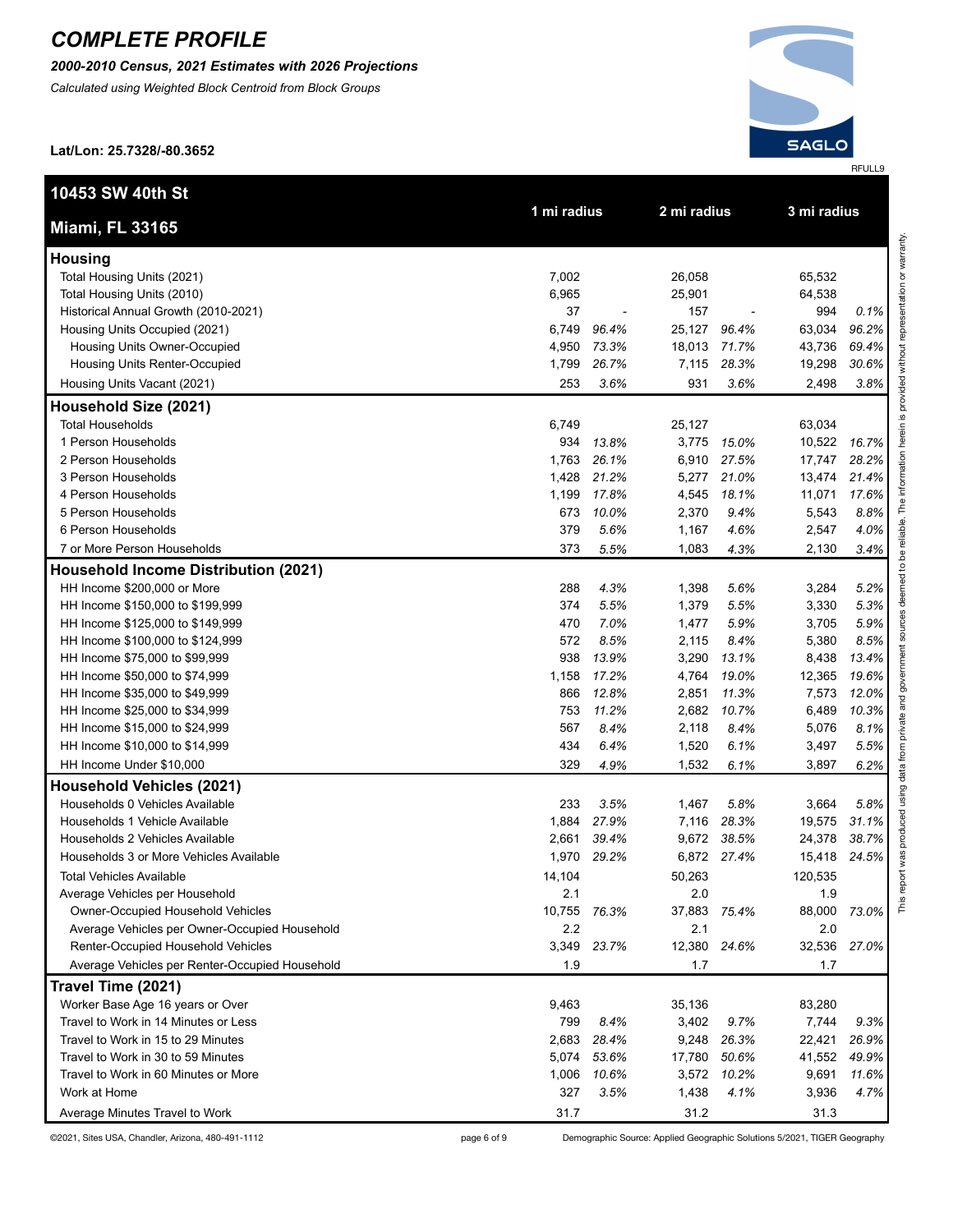# COMPLETE PROFILE

***2000-2010 Census, 2021 Estimates with 2026 Projections***

*Calculated using Weighted Block Centroid from Block Groups*

**Lat/Lon: 25.7328/-80.3652**

RFULL9

| **10453 SW 40th St** **Miami, FL 33165** | 1 mi radius | | 2 mi radius | | 3 mi radius | |
|---|---|---|---|---|---|---|
| **Housing** | | | | | | |
| Total Housing Units (2021) | 7,002 | | 26,058 | | 65,532 | |
| Total Housing Units (2010) | 6,965 | | 25,901 | | 64,538 | |
| Historical Annual Growth (2010-2021) | 37 | - | 157 | - | 994 | *0.1%* |
| Housing Units Occupied (2021) | 6,749 | *96.4%* | 25,127 | *96.4%* | 63,034 | *96.2%* |
| Housing Units Owner-Occupied | 4,950 | *73.3%* | 18,013 | *71.7%* | 43,736 | *69.4%* |
| Housing Units Renter-Occupied | 1,799 | *26.7%* | 7,115 | *28.3%* | 19,298 | *30.6%* |
| Housing Units Vacant (2021) | 253 | *3.6%* | 931 | *3.6%* | 2,498 | *3.8%* |
| **Household Size (2021)** | | | | | | |
| Total Households | 6,749 | | 25,127 | | 63,034 | |
| 1 Person Households | 934 | *13.8%* | 3,775 | *15.0%* | 10,522 | *16.7%* |
| 2 Person Households | 1,763 | *26.1%* | 6,910 | *27.5%* | 17,747 | *28.2%* |
| 3 Person Households | 1,428 | *21.2%* | 5,277 | *21.0%* | 13,474 | *21.4%* |
| 4 Person Households | 1,199 | *17.8%* | 4,545 | *18.1%* | 11,071 | *17.6%* |
| 5 Person Households | 673 | *10.0%* | 2,370 | *9.4%* | 5,543 | *8.8%* |
| 6 Person Households | 379 | *5.6%* | 1,167 | *4.6%* | 2,547 | *4.0%* |
| 7 or More Person Households | 373 | *5.5%* | 1,083 | *4.3%* | 2,130 | *3.4%* |
| **Household Income Distribution (2021)** | | | | | | |
| HH Income $200,000 or More | 288 | *4.3%* | 1,398 | *5.6%* | 3,284 | *5.2%* |
| HH Income $150,000 to $199,999 | 374 | *5.5%* | 1,379 | *5.5%* | 3,330 | *5.3%* |
| HH Income $125,000 to $149,999 | 470 | *7.0%* | 1,477 | *5.9%* | 3,705 | *5.9%* |
| HH Income $100,000 to $124,999 | 572 | *8.5%* | 2,115 | *8.4%* | 5,380 | *8.5%* |
| HH Income $75,000 to $99,999 | 938 | *13.9%* | 3,290 | *13.1%* | 8,438 | *13.4%* |
| HH Income $50,000 to $74,999 | 1,158 | *17.2%* | 4,764 | *19.0%* | 12,365 | *19.6%* |
| HH Income $35,000 to $49,999 | 866 | *12.8%* | 2,851 | *11.3%* | 7,573 | *12.0%* |
| HH Income $25,000 to $34,999 | 753 | *11.2%* | 2,682 | *10.7%* | 6,489 | *10.3%* |
| HH Income $15,000 to $24,999 | 567 | *8.4%* | 2,118 | *8.4%* | 5,076 | *8.1%* |
| HH Income $10,000 to $14,999 | 434 | *6.4%* | 1,520 | *6.1%* | 3,497 | *5.5%* |
| HH Income Under $10,000 | 329 | *4.9%* | 1,532 | *6.1%* | 3,897 | *6.2%* |
| **Household Vehicles (2021)** | | | | | | |
| Households 0 Vehicles Available | 233 | *3.5%* | 1,467 | *5.8%* | 3,664 | *5.8%* |
| Households 1 Vehicle Available | 1,884 | *27.9%* | 7,116 | *28.3%* | 19,575 | *31.1%* |
| Households 2 Vehicles Available | 2,661 | *39.4%* | 9,672 | *38.5%* | 24,378 | *38.7%* |
| Households 3 or More Vehicles Available | 1,970 | *29.2%* | 6,872 | *27.4%* | 15,418 | *24.5%* |
| Total Vehicles Available | 14,104 | | 50,263 | | 120,535 | |
| Average Vehicles per Household | 2.1 | | 2.0 | | 1.9 | |
| Owner-Occupied Household Vehicles | 10,755 | *76.3%* | 37,883 | *75.4%* | 88,000 | *73.0%* |
| Average Vehicles per Owner-Occupied Household | 2.2 | | 2.1 | | 2.0 | |
| Renter-Occupied Household Vehicles | 3,349 | *23.7%* | 12,380 | *24.6%* | 32,536 | *27.0%* |
| Average Vehicles per Renter-Occupied Household | 1.9 | | 1.7 | | 1.7 | |
| **Travel Time (2021)** | | | | | | |
| Worker Base Age 16 years or Over | 9,463 | | 35,136 | | 83,280 | |
| Travel to Work in 14 Minutes or Less | 799 | *8.4%* | 3,402 | *9.7%* | 7,744 | *9.3%* |
| Travel to Work in 15 to 29 Minutes | 2,683 | *28.4%* | 9,248 | *26.3%* | 22,421 | *26.9%* |
| Travel to Work in 30 to 59 Minutes | 5,074 | *53.6%* | 17,780 | *50.6%* | 41,552 | *49.9%* |
| Travel to Work in 60 Minutes or More | 1,006 | *10.6%* | 3,572 | *10.2%* | 9,691 | *11.6%* |
| Work at Home | 327 | *3.5%* | 1,438 | *4.1%* | 3,936 | *4.7%* |
| Average Minutes Travel to Work | 31.7 | | 31.2 | | 31.3 | |

This report was produced using data from private and government sources deemed to be reliable. The information herein is provided without representation or warranty.

©2021, Sites USA, Chandler, Arizona, 480-491-1112

Demographic Source: Applied Geographic Solutions 5/2021, TIGER Geography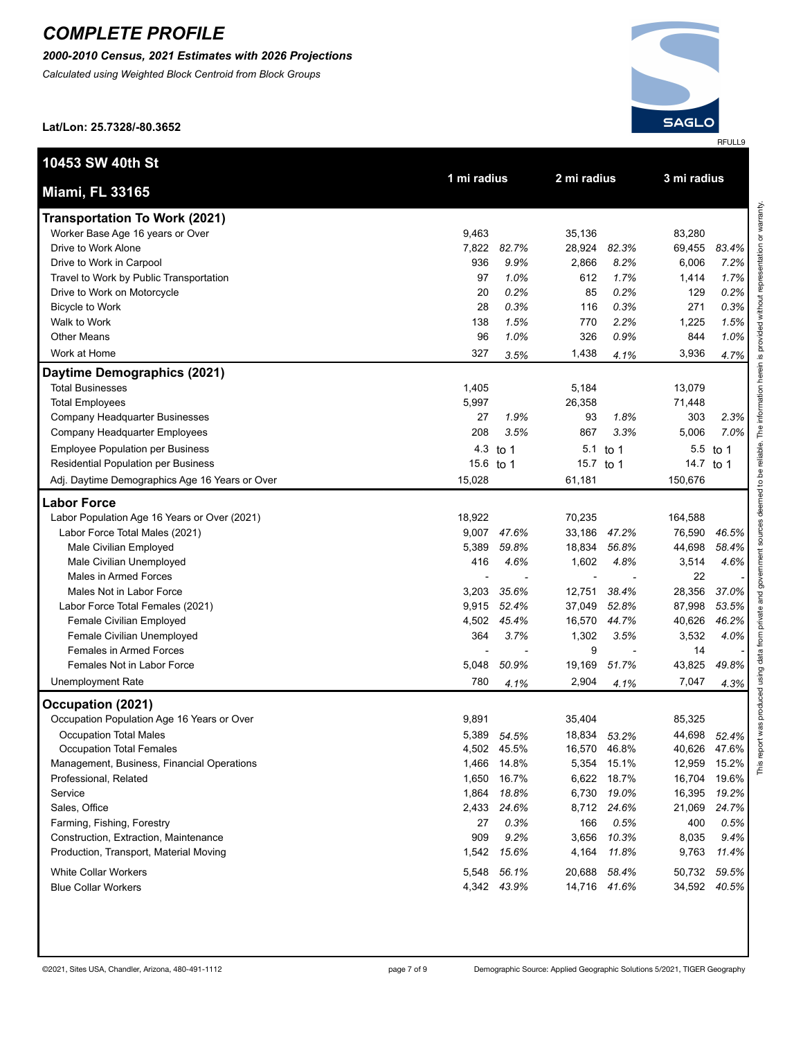# COMPLETE PROFILE

***2000-2010 Census, 2021 Estimates with 2026 Projections***

*Calculated using Weighted Block Centroid from Block Groups*

**Lat/Lon: 25.7328/-80.3652**

RFULL9

| **10453 SW 40th St**<br>**Miami, FL 33165** | 1 mi radius | | 2 mi radius | | 3 mi radius | |
|---|---|---|---|---|---|---|
| **Transportation To Work (2021)** | | | | | | |
| Worker Base Age 16 years or Over | 9,463 | | 35,136 | | 83,280 | |
| Drive to Work Alone | 7,822 | *82.7%* | 28,924 | *82.3%* | 69,455 | *83.4%* |
| Drive to Work in Carpool | 936 | *9.9%* | 2,866 | *8.2%* | 6,006 | *7.2%* |
| Travel to Work by Public Transportation | 97 | *1.0%* | 612 | *1.7%* | 1,414 | *1.7%* |
| Drive to Work on Motorcycle | 20 | *0.2%* | 85 | *0.2%* | 129 | *0.2%* |
| Bicycle to Work | 28 | *0.3%* | 116 | *0.3%* | 271 | *0.3%* |
| Walk to Work | 138 | *1.5%* | 770 | *2.2%* | 1,225 | *1.5%* |
| Other Means | 96 | *1.0%* | 326 | *0.9%* | 844 | *1.0%* |
| Work at Home | 327 | *3.5%* | 1,438 | *4.1%* | 3,936 | *4.7%* |
| **Daytime Demographics (2021)** | | | | | | |
| Total Businesses | 1,405 | | 5,184 | | 13,079 | |
| Total Employees | 5,997 | | 26,358 | | 71,448 | |
| Company Headquarter Businesses | 27 | *1.9%* | 93 | *1.8%* | 303 | *2.3%* |
| Company Headquarter Employees | 208 | *3.5%* | 867 | *3.3%* | 5,006 | *7.0%* |
| Employee Population per Business | 4.3 | to 1 | 5.1 | to 1 | 5.5 | to 1 |
| Residential Population per Business | 15.6 | to 1 | 15.7 | to 1 | 14.7 | to 1 |
| Adj. Daytime Demographics Age 16 Years or Over | 15,028 | | 61,181 | | 150,676 | |
| **Labor Force** | | | | | | |
| Labor Population Age 16 Years or Over (2021) | 18,922 | | 70,235 | | 164,588 | |
| Labor Force Total Males (2021) | 9,007 | *47.6%* | 33,186 | *47.2%* | 76,590 | *46.5%* |
| Male Civilian Employed | 5,389 | *59.8%* | 18,834 | *56.8%* | 44,698 | *58.4%* |
| Male Civilian Unemployed | 416 | *4.6%* | 1,602 | *4.8%* | 3,514 | *4.6%* |
| Males in Armed Forces | - | - | - | - | 22 | - |
| Males Not in Labor Force | 3,203 | *35.6%* | 12,751 | *38.4%* | 28,356 | *37.0%* |
| Labor Force Total Females (2021) | 9,915 | *52.4%* | 37,049 | *52.8%* | 87,998 | *53.5%* |
| Female Civilian Employed | 4,502 | *45.4%* | 16,570 | *44.7%* | 40,626 | *46.2%* |
| Female Civilian Unemployed | 364 | *3.7%* | 1,302 | *3.5%* | 3,532 | *4.0%* |
| Females in Armed Forces | - | - | 9 | - | 14 | - |
| Females Not in Labor Force | 5,048 | *50.9%* | 19,169 | *51.7%* | 43,825 | *49.8%* |
| Unemployment Rate | 780 | *4.1%* | 2,904 | *4.1%* | 7,047 | *4.3%* |
| **Occupation (2021)** | | | | | | |
| Occupation Population Age 16 Years or Over | 9,891 | | 35,404 | | 85,325 | |
| Occupation Total Males | 5,389 | *54.5%* | 18,834 | *53.2%* | 44,698 | *52.4%* |
| Occupation Total Females | 4,502 | 45.5% | 16,570 | 46.8% | 40,626 | 47.6% |
| Management, Business, Financial Operations | 1,466 | 14.8% | 5,354 | 15.1% | 12,959 | 15.2% |
| Professional, Related | 1,650 | 16.7% | 6,622 | 18.7% | 16,704 | 19.6% |
| Service | 1,864 | *18.8%* | 6,730 | *19.0%* | 16,395 | *19.2%* |
| Sales, Office | 2,433 | *24.6%* | 8,712 | *24.6%* | 21,069 | *24.7%* |
| Farming, Fishing, Forestry | 27 | *0.3%* | 166 | *0.5%* | 400 | *0.5%* |
| Construction, Extraction, Maintenance | 909 | *9.2%* | 3,656 | *10.3%* | 8,035 | *9.4%* |
| Production, Transport, Material Moving | 1,542 | *15.6%* | 4,164 | *11.8%* | 9,763 | *11.4%* |
| White Collar Workers | 5,548 | *56.1%* | 20,688 | *58.4%* | 50,732 | *59.5%* |
| Blue Collar Workers | 4,342 | *43.9%* | 14,716 | *41.6%* | 34,592 | *40.5%* |

This report was produced using data from private and government sources deemed to be reliable. The information herein is provided without representation or warranty.

©2021, Sites USA, Chandler, Arizona, 480-491-1112 — Demographic Source: Applied Geographic Solutions 5/2021, TIGER Geography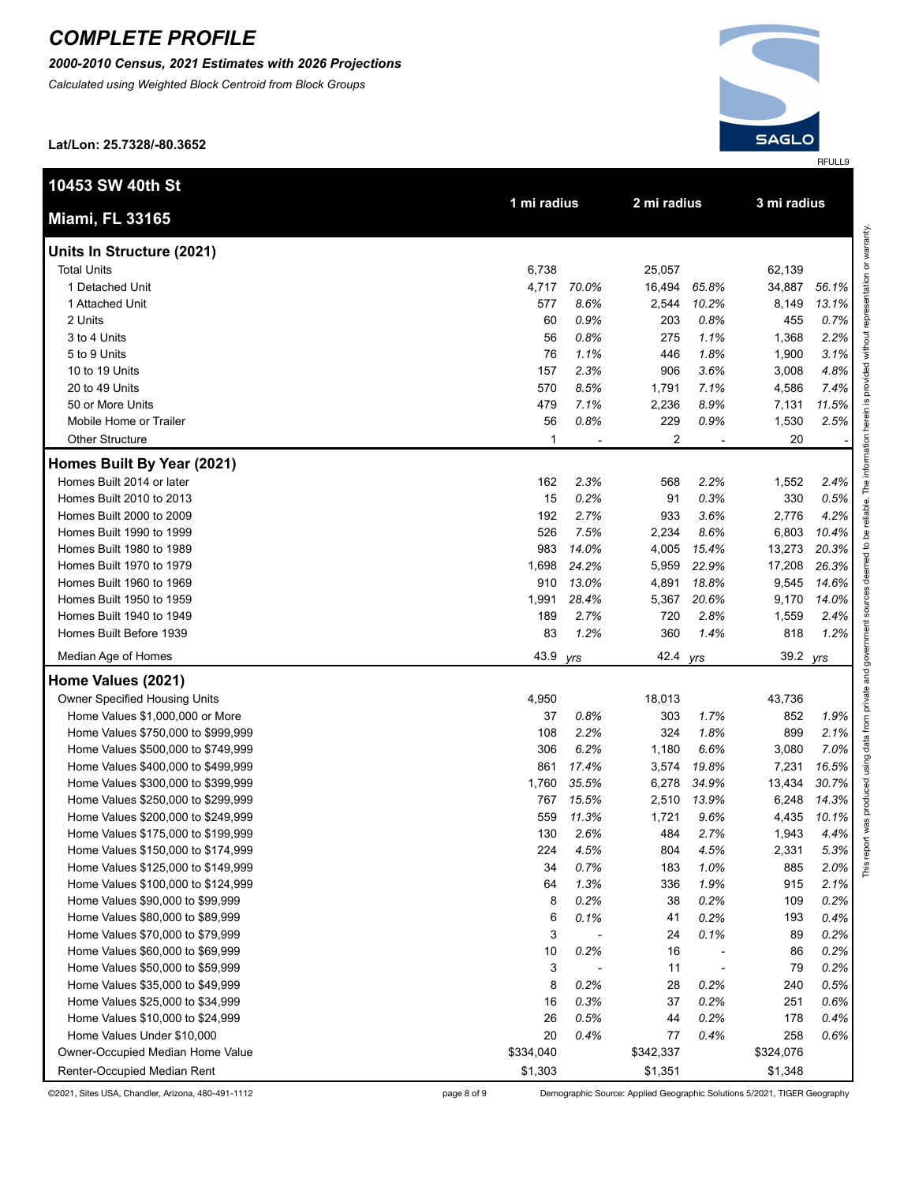# COMPLETE PROFILE

***2000-2010 Census, 2021 Estimates with 2026 Projections***

*Calculated using Weighted Block Centroid from Block Groups*

**Lat/Lon: 25.7328/-80.3652**

SAGLO

RFULL9

| 10453 SW 40th St<br>Miami, FL 33165 | 1 mi radius | | 2 mi radius | | 3 mi radius | |
|---|---|---|---|---|---|---|
| **Units In Structure (2021)** | | | | | | |
| Total Units | 6,738 | | 25,057 | | 62,139 | |
| 1 Detached Unit | 4,717 | *70.0%* | 16,494 | *65.8%* | 34,887 | *56.1%* |
| 1 Attached Unit | 577 | *8.6%* | 2,544 | *10.2%* | 8,149 | *13.1%* |
| 2 Units | 60 | *0.9%* | 203 | *0.8%* | 455 | *0.7%* |
| 3 to 4 Units | 56 | *0.8%* | 275 | *1.1%* | 1,368 | *2.2%* |
| 5 to 9 Units | 76 | *1.1%* | 446 | *1.8%* | 1,900 | *3.1%* |
| 10 to 19 Units | 157 | *2.3%* | 906 | *3.6%* | 3,008 | *4.8%* |
| 20 to 49 Units | 570 | *8.5%* | 1,791 | *7.1%* | 4,586 | *7.4%* |
| 50 or More Units | 479 | *7.1%* | 2,236 | *8.9%* | 7,131 | *11.5%* |
| Mobile Home or Trailer | 56 | *0.8%* | 229 | *0.9%* | 1,530 | *2.5%* |
| Other Structure | 1 | - | 2 | - | 20 | - |
| **Homes Built By Year (2021)** | | | | | | |
| Homes Built 2014 or later | 162 | *2.3%* | 568 | *2.2%* | 1,552 | *2.4%* |
| Homes Built 2010 to 2013 | 15 | *0.2%* | 91 | *0.3%* | 330 | *0.5%* |
| Homes Built 2000 to 2009 | 192 | *2.7%* | 933 | *3.6%* | 2,776 | *4.2%* |
| Homes Built 1990 to 1999 | 526 | *7.5%* | 2,234 | *8.6%* | 6,803 | *10.4%* |
| Homes Built 1980 to 1989 | 983 | *14.0%* | 4,005 | *15.4%* | 13,273 | *20.3%* |
| Homes Built 1970 to 1979 | 1,698 | *24.2%* | 5,959 | *22.9%* | 17,208 | *26.3%* |
| Homes Built 1960 to 1969 | 910 | *13.0%* | 4,891 | *18.8%* | 9,545 | *14.6%* |
| Homes Built 1950 to 1959 | 1,991 | *28.4%* | 5,367 | *20.6%* | 9,170 | *14.0%* |
| Homes Built 1940 to 1949 | 189 | *2.7%* | 720 | *2.8%* | 1,559 | *2.4%* |
| Homes Built Before 1939 | 83 | *1.2%* | 360 | *1.4%* | 818 | *1.2%* |
| Median Age of Homes | 43.9 | *yrs* | 42.4 | *yrs* | 39.2 | *yrs* |
| **Home Values (2021)** | | | | | | |
| Owner Specified Housing Units | 4,950 | | 18,013 | | 43,736 | |
| Home Values $1,000,000 or More | 37 | *0.8%* | 303 | *1.7%* | 852 | *1.9%* |
| Home Values $750,000 to $999,999 | 108 | *2.2%* | 324 | *1.8%* | 899 | *2.1%* |
| Home Values $500,000 to $749,999 | 306 | *6.2%* | 1,180 | *6.6%* | 3,080 | *7.0%* |
| Home Values $400,000 to $499,999 | 861 | *17.4%* | 3,574 | *19.8%* | 7,231 | *16.5%* |
| Home Values $300,000 to $399,999 | 1,760 | *35.5%* | 6,278 | *34.9%* | 13,434 | *30.7%* |
| Home Values $250,000 to $299,999 | 767 | *15.5%* | 2,510 | *13.9%* | 6,248 | *14.3%* |
| Home Values $200,000 to $249,999 | 559 | *11.3%* | 1,721 | *9.6%* | 4,435 | *10.1%* |
| Home Values $175,000 to $199,999 | 130 | *2.6%* | 484 | *2.7%* | 1,943 | *4.4%* |
| Home Values $150,000 to $174,999 | 224 | *4.5%* | 804 | *4.5%* | 2,331 | *5.3%* |
| Home Values $125,000 to $149,999 | 34 | *0.7%* | 183 | *1.0%* | 885 | *2.0%* |
| Home Values $100,000 to $124,999 | 64 | *1.3%* | 336 | *1.9%* | 915 | *2.1%* |
| Home Values $90,000 to $99,999 | 8 | *0.2%* | 38 | *0.2%* | 109 | *0.2%* |
| Home Values $80,000 to $89,999 | 6 | *0.1%* | 41 | *0.2%* | 193 | *0.4%* |
| Home Values $70,000 to $79,999 | 3 | - | 24 | *0.1%* | 89 | *0.2%* |
| Home Values $60,000 to $69,999 | 10 | *0.2%* | 16 | - | 86 | *0.2%* |
| Home Values $50,000 to $59,999 | 3 | - | 11 | - | 79 | *0.2%* |
| Home Values $35,000 to $49,999 | 8 | *0.2%* | 28 | *0.2%* | 240 | *0.5%* |
| Home Values $25,000 to $34,999 | 16 | *0.3%* | 37 | *0.2%* | 251 | *0.6%* |
| Home Values $10,000 to $24,999 | 26 | *0.5%* | 44 | *0.2%* | 178 | *0.4%* |
| Home Values Under $10,000 | 20 | *0.4%* | 77 | *0.4%* | 258 | *0.6%* |
| Owner-Occupied Median Home Value | $334,040 | | $342,337 | | $324,076 | |
| Renter-Occupied Median Rent | $1,303 | | $1,351 | | $1,348 | |

This report was produced using data from private and government sources deemed to be reliable. The information herein is provided without representation or warranty.

©2021, Sites USA, Chandler, Arizona, 480-491-1112

Demographic Source: Applied Geographic Solutions 5/2021, TIGER Geography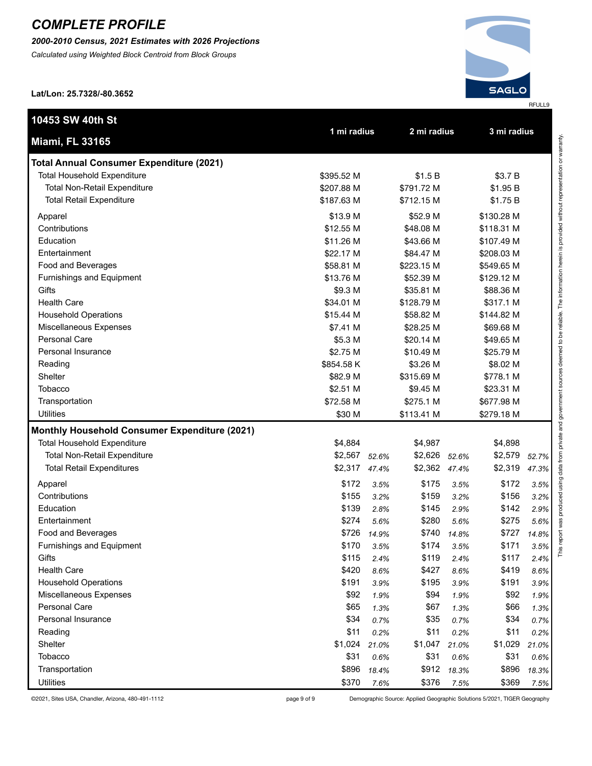# COMPLETE PROFILE

***2000-2010 Census, 2021 Estimates with 2026 Projections***

*Calculated using Weighted Block Centroid from Block Groups*

**Lat/Lon: 25.7328/-80.3652**

RFULL9

| **10453 SW 40th St**<br>**Miami, FL 33165** | **1 mi radius** | | **2 mi radius** | | **3 mi radius** | |
|---|---|---|---|---|---|---|
| **Total Annual Consumer Expenditure (2021)** | | | | | | |
| Total Household Expenditure | $395.52 M | | $1.5 B | | $3.7 B | |
| Total Non-Retail Expenditure | $207.88 M | | $791.72 M | | $1.95 B | |
| Total Retail Expenditure | $187.63 M | | $712.15 M | | $1.75 B | |
| Apparel | $13.9 M | | $52.9 M | | $130.28 M | |
| Contributions | $12.55 M | | $48.08 M | | $118.31 M | |
| Education | $11.26 M | | $43.66 M | | $107.49 M | |
| Entertainment | $22.17 M | | $84.47 M | | $208.03 M | |
| Food and Beverages | $58.81 M | | $223.15 M | | $549.65 M | |
| Furnishings and Equipment | $13.76 M | | $52.39 M | | $129.12 M | |
| Gifts | $9.3 M | | $35.81 M | | $88.36 M | |
| Health Care | $34.01 M | | $128.79 M | | $317.1 M | |
| Household Operations | $15.44 M | | $58.82 M | | $144.82 M | |
| Miscellaneous Expenses | $7.41 M | | $28.25 M | | $69.68 M | |
| Personal Care | $5.3 M | | $20.14 M | | $49.65 M | |
| Personal Insurance | $2.75 M | | $10.49 M | | $25.79 M | |
| Reading | $854.58 K | | $3.26 M | | $8.02 M | |
| Shelter | $82.9 M | | $315.69 M | | $778.1 M | |
| Tobacco | $2.51 M | | $9.45 M | | $23.31 M | |
| Transportation | $72.58 M | | $275.1 M | | $677.98 M | |
| Utilities | $30 M | | $113.41 M | | $279.18 M | |
| **Monthly Household Consumer Expenditure (2021)** | | | | | | |
| Total Household Expenditure | $4,884 | | $4,987 | | $4,898 | |
| Total Non-Retail Expenditure | $2,567 | *52.6%* | $2,626 | *52.6%* | $2,579 | *52.7%* |
| Total Retail Expenditures | $2,317 | *47.4%* | $2,362 | *47.4%* | $2,319 | *47.3%* |
| Apparel | $172 | *3.5%* | $175 | *3.5%* | $172 | *3.5%* |
| Contributions | $155 | *3.2%* | $159 | *3.2%* | $156 | *3.2%* |
| Education | $139 | *2.8%* | $145 | *2.9%* | $142 | *2.9%* |
| Entertainment | $274 | *5.6%* | $280 | *5.6%* | $275 | *5.6%* |
| Food and Beverages | $726 | *14.9%* | $740 | *14.8%* | $727 | *14.8%* |
| Furnishings and Equipment | $170 | *3.5%* | $174 | *3.5%* | $171 | *3.5%* |
| Gifts | $115 | *2.4%* | $119 | *2.4%* | $117 | *2.4%* |
| Health Care | $420 | *8.6%* | $427 | *8.6%* | $419 | *8.6%* |
| Household Operations | $191 | *3.9%* | $195 | *3.9%* | $191 | *3.9%* |
| Miscellaneous Expenses | $92 | *1.9%* | $94 | *1.9%* | $92 | *1.9%* |
| Personal Care | $65 | *1.3%* | $67 | *1.3%* | $66 | *1.3%* |
| Personal Insurance | $34 | *0.7%* | $35 | *0.7%* | $34 | *0.7%* |
| Reading | $11 | *0.2%* | $11 | *0.2%* | $11 | *0.2%* |
| Shelter | $1,024 | *21.0%* | $1,047 | *21.0%* | $1,029 | *21.0%* |
| Tobacco | $31 | *0.6%* | $31 | *0.6%* | $31 | *0.6%* |
| Transportation | $896 | *18.4%* | $912 | *18.3%* | $896 | *18.3%* |
| Utilities | $370 | *7.6%* | $376 | *7.5%* | $369 | *7.5%* |

This report was produced using data from private and government sources deemed to be reliable. The information herein is provided without representation or warranty.

©2021, Sites USA, Chandler, Arizona, 480-491-1112

Demographic Source: Applied Geographic Solutions 5/2021, TIGER Geography